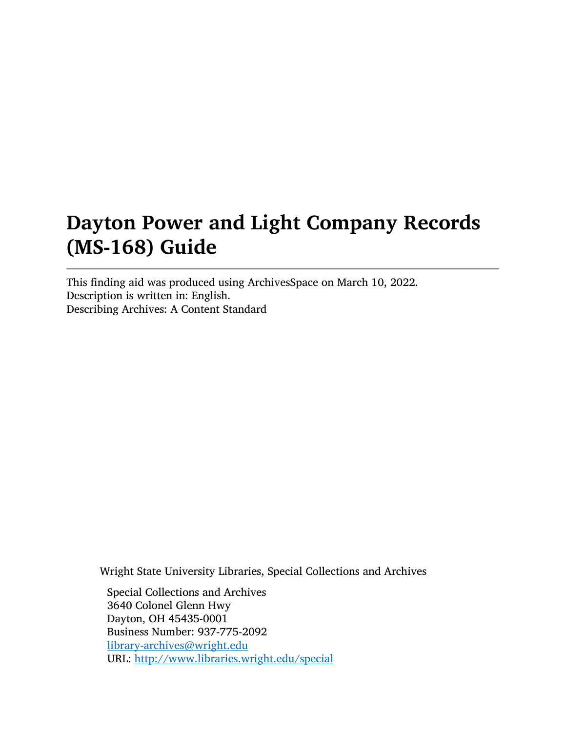# Dayton Power and Light Company Records (MS-168) Guide

---

This finding aid was produced using ArchivesSpace on March 10, 2022.
Description is written in: English.
Describing Archives: A Content Standard

Wright State University Libraries, Special Collections and Archives

Special Collections and Archives
3640 Colonel Glenn Hwy
Dayton, OH 45435-0001
Business Number: 937-775-2092
library-archives@wright.edu
URL: http://www.libraries.wright.edu/special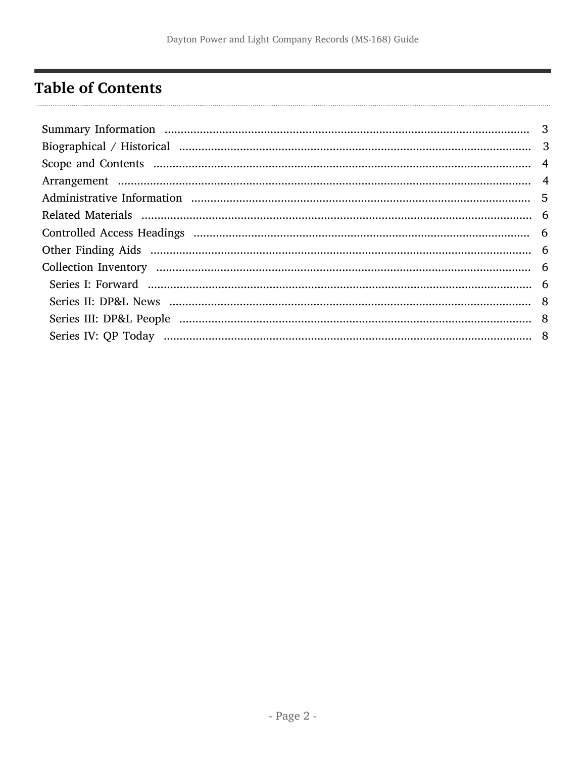# Table of Contents

- Summary Information ........ 3
- Biographical / Historical ........ 3
- Scope and Contents ........ 4
- Arrangement ........ 4
- Administrative Information ........ 5
- Related Materials ........ 6
- Controlled Access Headings ........ 6
- Other Finding Aids ........ 6
- Collection Inventory ........ 6
  - Series I: Forward ........ 6
  - Series II: DP&L News ........ 8
  - Series III: DP&L People ........ 8
  - Series IV: QP Today ........ 8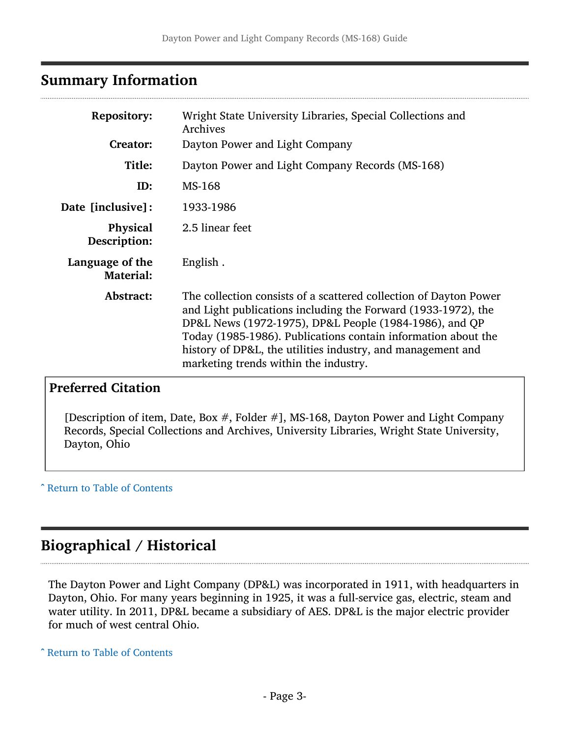## Summary Information

| | |
|---|---|
| **Repository:** | Wright State University Libraries, Special Collections and Archives |
| **Creator:** | Dayton Power and Light Company |
| **Title:** | Dayton Power and Light Company Records (MS-168) |
| **ID:** | MS-168 |
| **Date [inclusive]:** | 1933-1986 |
| **Physical Description:** | 2.5 linear feet |
| **Language of the Material:** | English . |
| **Abstract:** | The collection consists of a scattered collection of Dayton Power and Light publications including the Forward (1933-1972), the DP&L News (1972-1975), DP&L People (1984-1986), and QP Today (1985-1986). Publications contain information about the history of DP&L, the utilities industry, and management and marketing trends within the industry. |

### Preferred Citation

[Description of item, Date, Box #, Folder #], MS-168, Dayton Power and Light Company Records, Special Collections and Archives, University Libraries, Wright State University, Dayton, Ohio

ˆ Return to Table of Contents

## Biographical / Historical

The Dayton Power and Light Company (DP&L) was incorporated in 1911, with headquarters in Dayton, Ohio. For many years beginning in 1925, it was a full-service gas, electric, steam and water utility. In 2011, DP&L became a subsidiary of AES. DP&L is the major electric provider for much of west central Ohio.

ˆ Return to Table of Contents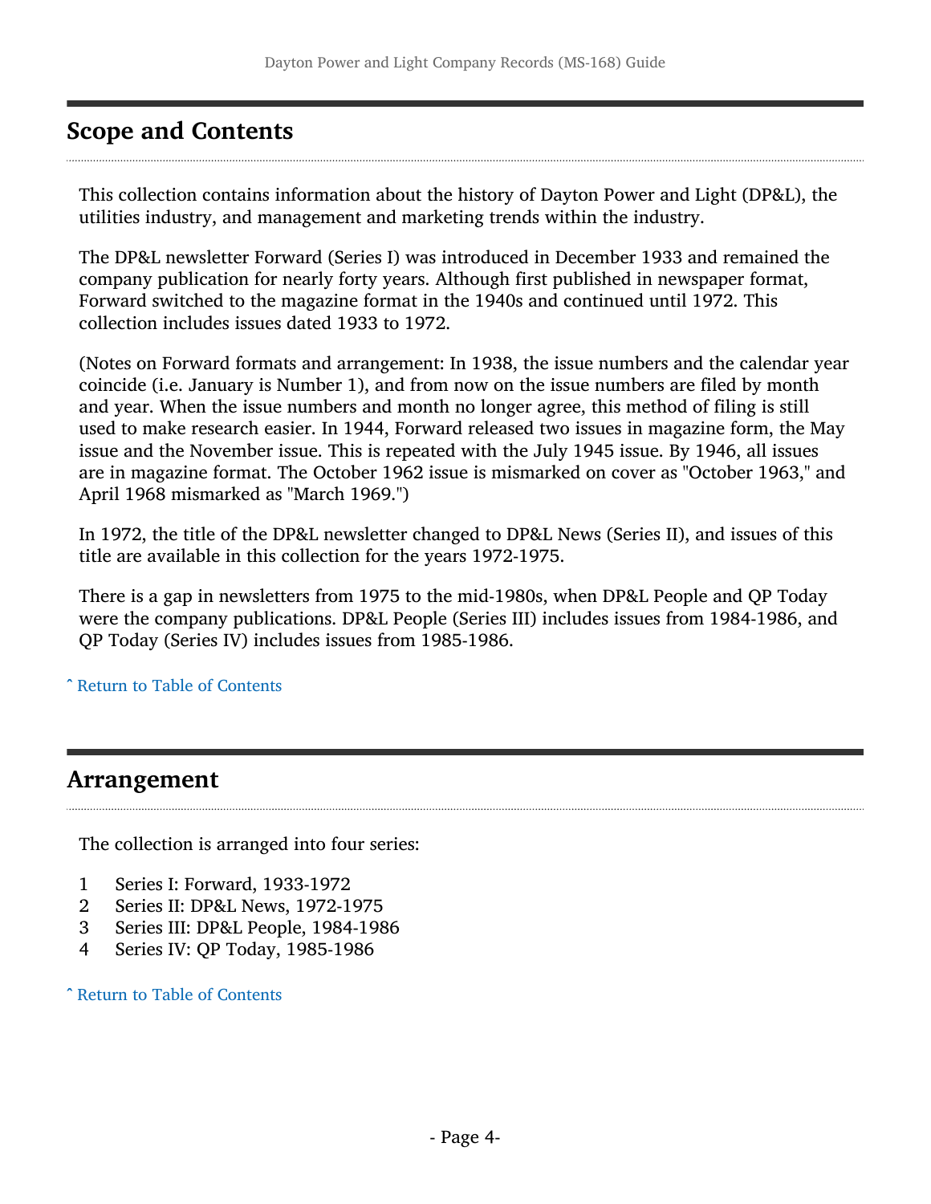## Scope and Contents

This collection contains information about the history of Dayton Power and Light (DP&L), the utilities industry, and management and marketing trends within the industry.

The DP&L newsletter Forward (Series I) was introduced in December 1933 and remained the company publication for nearly forty years. Although first published in newspaper format, Forward switched to the magazine format in the 1940s and continued until 1972. This collection includes issues dated 1933 to 1972.

(Notes on Forward formats and arrangement: In 1938, the issue numbers and the calendar year coincide (i.e. January is Number 1), and from now on the issue numbers are filed by month and year. When the issue numbers and month no longer agree, this method of filing is still used to make research easier. In 1944, Forward released two issues in magazine form, the May issue and the November issue. This is repeated with the July 1945 issue. By 1946, all issues are in magazine format. The October 1962 issue is mismarked on cover as "October 1963," and April 1968 mismarked as "March 1969.")

In 1972, the title of the DP&L newsletter changed to DP&L News (Series II), and issues of this title are available in this collection for the years 1972-1975.

There is a gap in newsletters from 1975 to the mid-1980s, when DP&L People and QP Today were the company publications. DP&L People (Series III) includes issues from 1984-1986, and QP Today (Series IV) includes issues from 1985-1986.

ˆ Return to Table of Contents

## Arrangement

The collection is arranged into four series:

1. Series I: Forward, 1933-1972
2. Series II: DP&L News, 1972-1975
3. Series III: DP&L People, 1984-1986
4. Series IV: QP Today, 1985-1986

ˆ Return to Table of Contents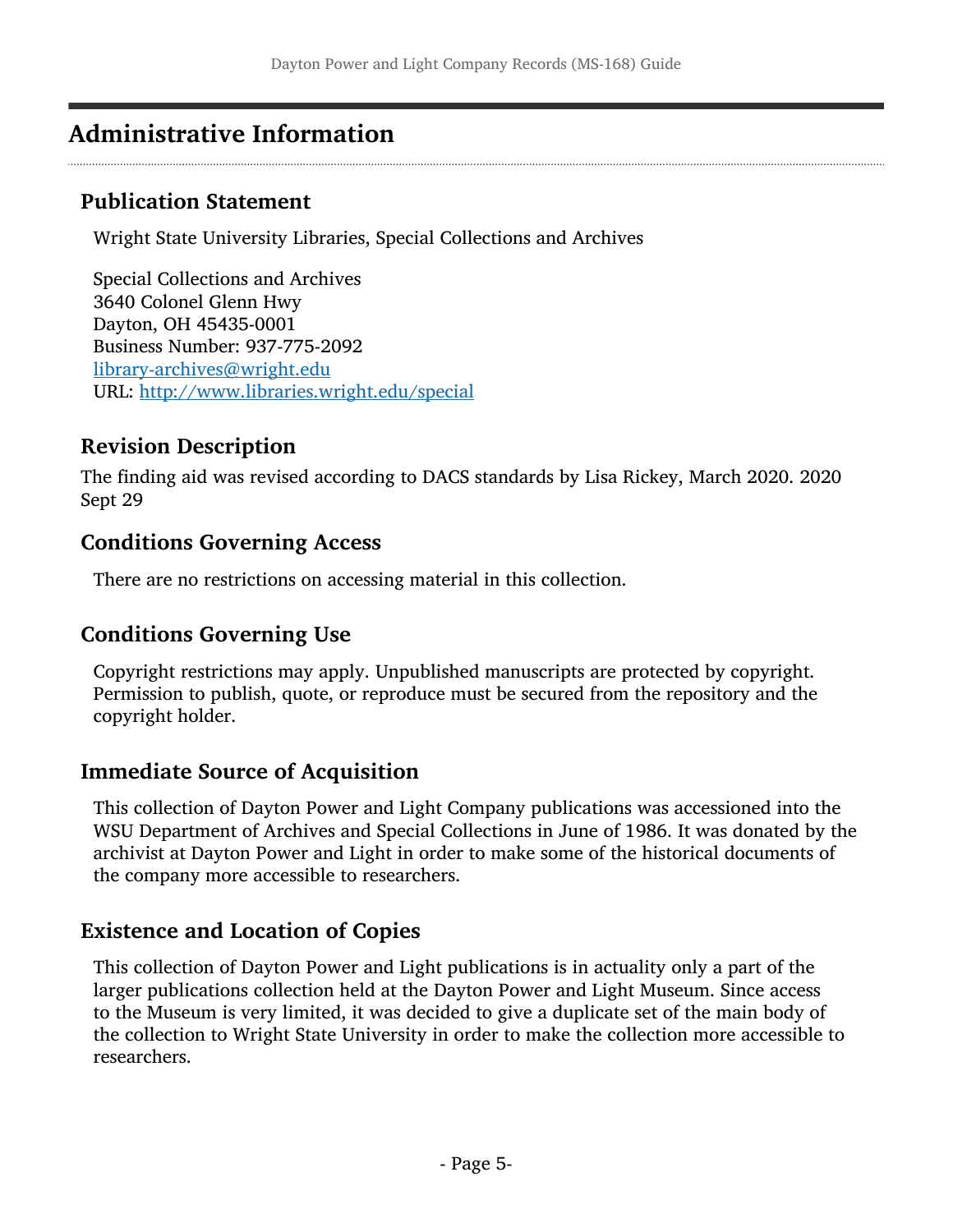## Administrative Information

### Publication Statement

Wright State University Libraries, Special Collections and Archives

Special Collections and Archives
3640 Colonel Glenn Hwy
Dayton, OH 45435-0001
Business Number: 937-775-2092
[library-archives@wright.edu](mailto:library-archives@wright.edu)
URL: [http://www.libraries.wright.edu/special](http://www.libraries.wright.edu/special)

### Revision Description

The finding aid was revised according to DACS standards by Lisa Rickey, March 2020. 2020 Sept 29

### Conditions Governing Access

There are no restrictions on accessing material in this collection.

### Conditions Governing Use

Copyright restrictions may apply. Unpublished manuscripts are protected by copyright. Permission to publish, quote, or reproduce must be secured from the repository and the copyright holder.

### Immediate Source of Acquisition

This collection of Dayton Power and Light Company publications was accessioned into the WSU Department of Archives and Special Collections in June of 1986. It was donated by the archivist at Dayton Power and Light in order to make some of the historical documents of the company more accessible to researchers.

### Existence and Location of Copies

This collection of Dayton Power and Light publications is in actuality only a part of the larger publications collection held at the Dayton Power and Light Museum. Since access to the Museum is very limited, it was decided to give a duplicate set of the main body of the collection to Wright State University in order to make the collection more accessible to researchers.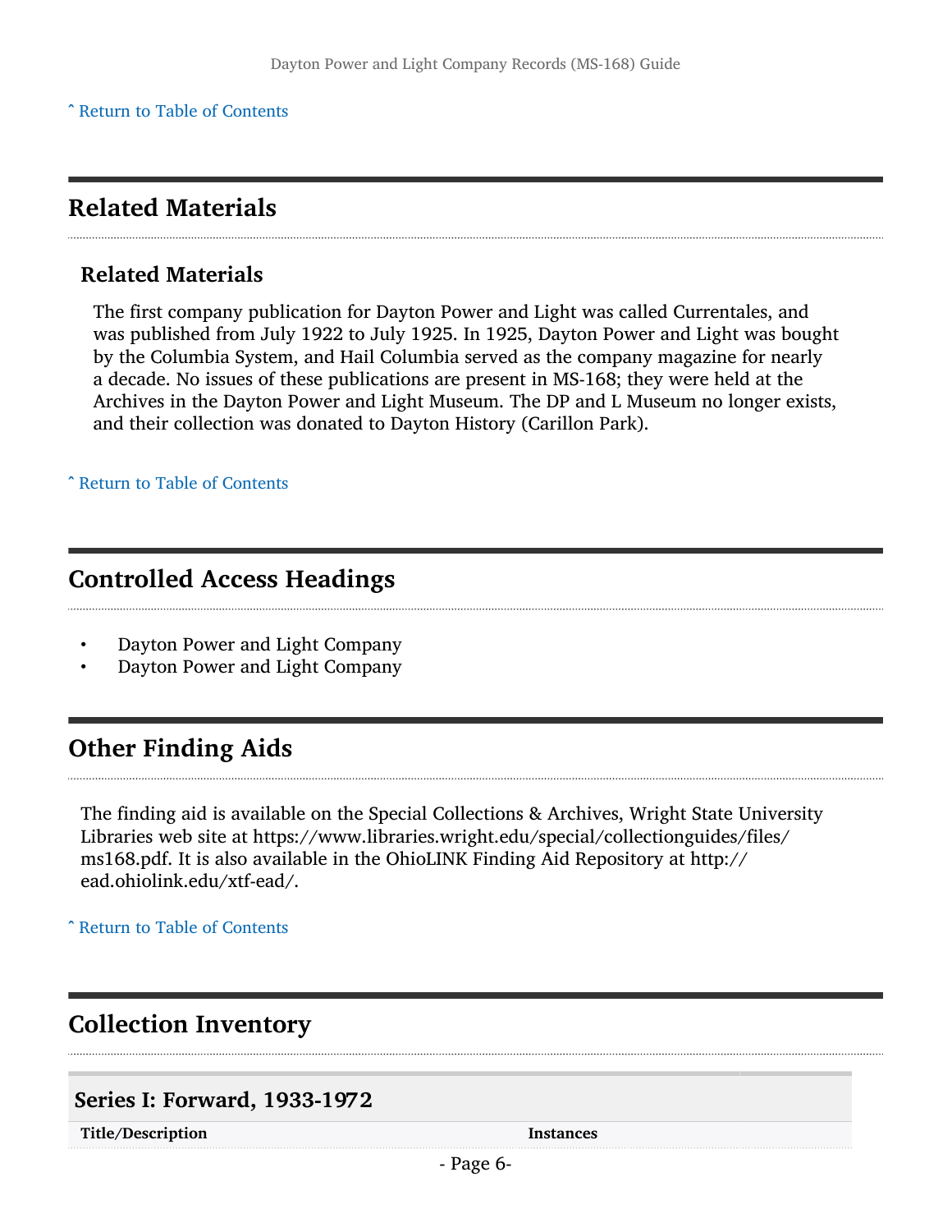[ˆ Return to Table of Contents]

## Related Materials

### Related Materials

The first company publication for Dayton Power and Light was called Currentales, and was published from July 1922 to July 1925. In 1925, Dayton Power and Light was bought by the Columbia System, and Hail Columbia served as the company magazine for nearly a decade. No issues of these publications are present in MS-168; they were held at the Archives in the Dayton Power and Light Museum. The DP and L Museum no longer exists, and their collection was donated to Dayton History (Carillon Park).

[ˆ Return to Table of Contents]

## Controlled Access Headings

- Dayton Power and Light Company
- Dayton Power and Light Company

## Other Finding Aids

The finding aid is available on the Special Collections & Archives, Wright State University Libraries web site at https://www.libraries.wright.edu/special/collectionguides/files/ms168.pdf. It is also available in the OhioLINK Finding Aid Repository at http://ead.ohiolink.edu/xtf-ead/.

[ˆ Return to Table of Contents]

## Collection Inventory

### Series I: Forward, 1933-1972

| Title/Description | Instances |
| --- | --- |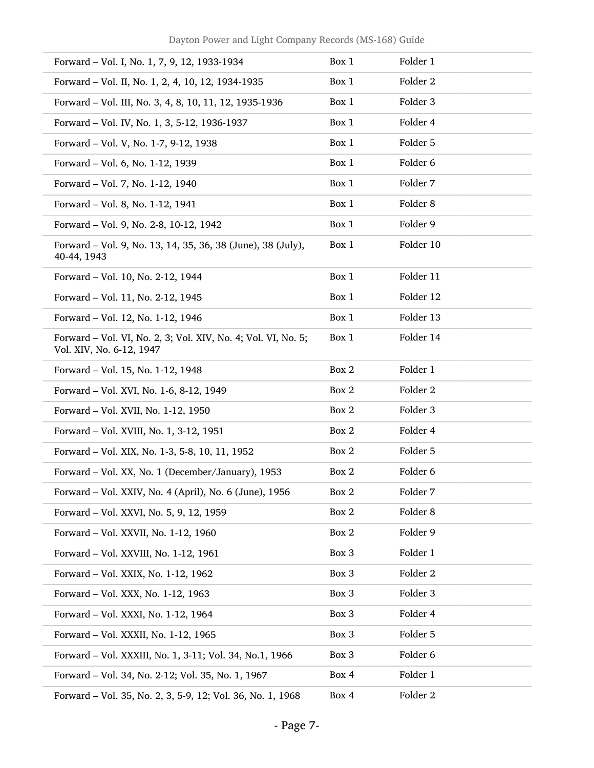| | | |
|---|---|---|
| Forward – Vol. I, No. 1, 7, 9, 12, 1933-1934 | Box 1 | Folder 1 |
| Forward – Vol. II, No. 1, 2, 4, 10, 12, 1934-1935 | Box 1 | Folder 2 |
| Forward – Vol. III, No. 3, 4, 8, 10, 11, 12, 1935-1936 | Box 1 | Folder 3 |
| Forward – Vol. IV, No. 1, 3, 5-12, 1936-1937 | Box 1 | Folder 4 |
| Forward – Vol. V, No. 1-7, 9-12, 1938 | Box 1 | Folder 5 |
| Forward – Vol. 6, No. 1-12, 1939 | Box 1 | Folder 6 |
| Forward – Vol. 7, No. 1-12, 1940 | Box 1 | Folder 7 |
| Forward – Vol. 8, No. 1-12, 1941 | Box 1 | Folder 8 |
| Forward – Vol. 9, No. 2-8, 10-12, 1942 | Box 1 | Folder 9 |
| Forward – Vol. 9, No. 13, 14, 35, 36, 38 (June), 38 (July), 40-44, 1943 | Box 1 | Folder 10 |
| Forward – Vol. 10, No. 2-12, 1944 | Box 1 | Folder 11 |
| Forward – Vol. 11, No. 2-12, 1945 | Box 1 | Folder 12 |
| Forward – Vol. 12, No. 1-12, 1946 | Box 1 | Folder 13 |
| Forward – Vol. VI, No. 2, 3; Vol. XIV, No. 4; Vol. VI, No. 5; Vol. XIV, No. 6-12, 1947 | Box 1 | Folder 14 |
| Forward – Vol. 15, No. 1-12, 1948 | Box 2 | Folder 1 |
| Forward – Vol. XVI, No. 1-6, 8-12, 1949 | Box 2 | Folder 2 |
| Forward – Vol. XVII, No. 1-12, 1950 | Box 2 | Folder 3 |
| Forward – Vol. XVIII, No. 1, 3-12, 1951 | Box 2 | Folder 4 |
| Forward – Vol. XIX, No. 1-3, 5-8, 10, 11, 1952 | Box 2 | Folder 5 |
| Forward – Vol. XX, No. 1 (December/January), 1953 | Box 2 | Folder 6 |
| Forward – Vol. XXIV, No. 4 (April), No. 6 (June), 1956 | Box 2 | Folder 7 |
| Forward – Vol. XXVI, No. 5, 9, 12, 1959 | Box 2 | Folder 8 |
| Forward – Vol. XXVII, No. 1-12, 1960 | Box 2 | Folder 9 |
| Forward – Vol. XXVIII, No. 1-12, 1961 | Box 3 | Folder 1 |
| Forward – Vol. XXIX, No. 1-12, 1962 | Box 3 | Folder 2 |
| Forward – Vol. XXX, No. 1-12, 1963 | Box 3 | Folder 3 |
| Forward – Vol. XXXI, No. 1-12, 1964 | Box 3 | Folder 4 |
| Forward – Vol. XXXII, No. 1-12, 1965 | Box 3 | Folder 5 |
| Forward – Vol. XXXIII, No. 1, 3-11; Vol. 34, No.1, 1966 | Box 3 | Folder 6 |
| Forward – Vol. 34, No. 2-12; Vol. 35, No. 1, 1967 | Box 4 | Folder 1 |
| Forward – Vol. 35, No. 2, 3, 5-9, 12; Vol. 36, No. 1, 1968 | Box 4 | Folder 2 |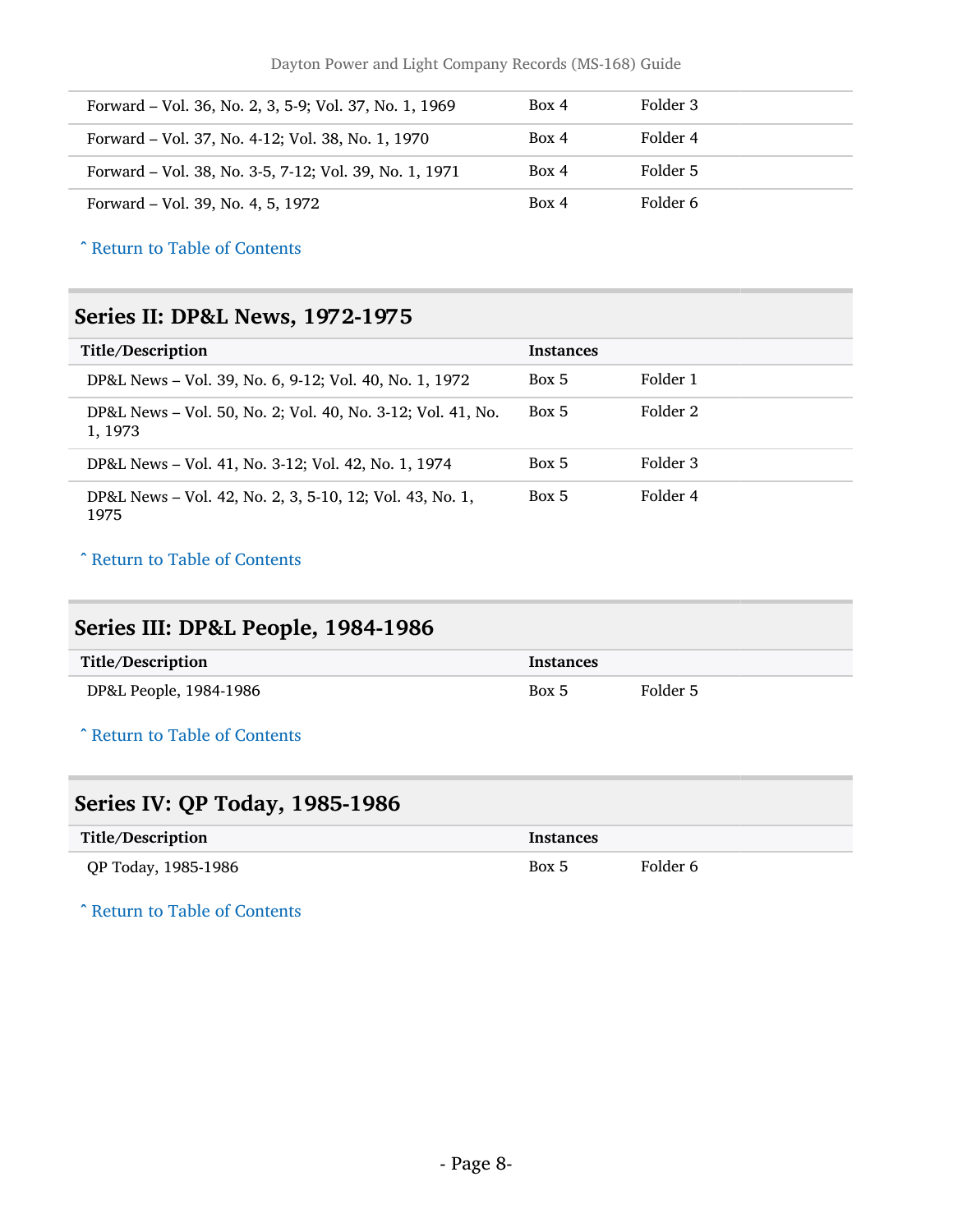| | | |
|---|---|---|
| Forward – Vol. 36, No. 2, 3, 5-9; Vol. 37, No. 1, 1969 | Box 4 | Folder 3 |
| Forward – Vol. 37, No. 4-12; Vol. 38, No. 1, 1970 | Box 4 | Folder 4 |
| Forward – Vol. 38, No. 3-5, 7-12; Vol. 39, No. 1, 1971 | Box 4 | Folder 5 |
| Forward – Vol. 39, No. 4, 5, 1972 | Box 4 | Folder 6 |

ˆ Return to Table of Contents

## Series II: DP&L News, 1972-1975

| Title/Description | Instances | |
|---|---|---|
| DP&L News – Vol. 39, No. 6, 9-12; Vol. 40, No. 1, 1972 | Box 5 | Folder 1 |
| DP&L News – Vol. 50, No. 2; Vol. 40, No. 3-12; Vol. 41, No. 1, 1973 | Box 5 | Folder 2 |
| DP&L News – Vol. 41, No. 3-12; Vol. 42, No. 1, 1974 | Box 5 | Folder 3 |
| DP&L News – Vol. 42, No. 2, 3, 5-10, 12; Vol. 43, No. 1, 1975 | Box 5 | Folder 4 |

ˆ Return to Table of Contents

## Series III: DP&L People, 1984-1986

| Title/Description | Instances | |
|---|---|---|
| DP&L People, 1984-1986 | Box 5 | Folder 5 |

ˆ Return to Table of Contents

## Series IV: QP Today, 1985-1986

| Title/Description | Instances | |
|---|---|---|
| QP Today, 1985-1986 | Box 5 | Folder 6 |

ˆ Return to Table of Contents